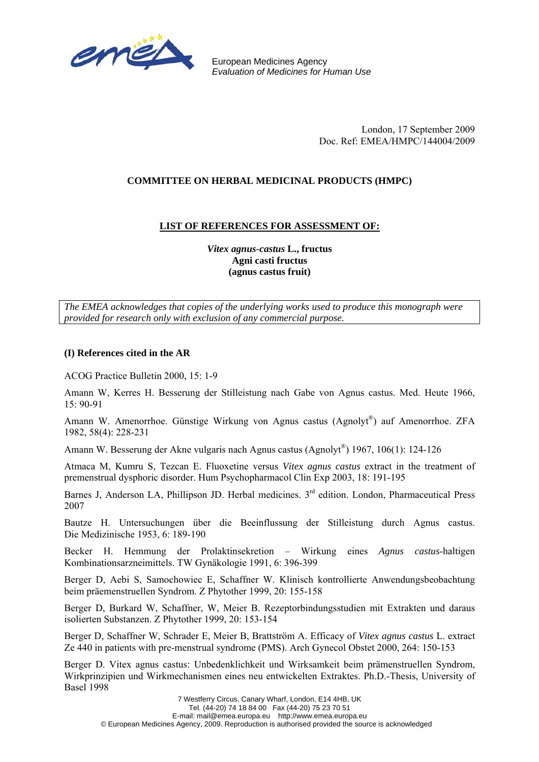European Medicines Agency
*Evaluation of Medicines for Human Use*

London, 17 September 2009
Doc. Ref: EMEA/HMPC/144004/2009

**COMMITTEE ON HERBAL MEDICINAL PRODUCTS (HMPC)**

**LIST OF REFERENCES FOR ASSESSMENT OF:**

***Vitex agnus-castus* L., fructus**
**Agni casti fructus**
**(agnus castus fruit)**

*The EMEA acknowledges that copies of the underlying works used to produce this monograph were provided for research only with exclusion of any commercial purpose.*

**(I) References cited in the AR**

ACOG Practice Bulletin 2000, 15: 1-9

Amann W, Kerres H. Besserung der Stilleistung nach Gabe von Agnus castus. Med. Heute 1966, 15: 90-91

Amann W. Amenorrhoe. Günstige Wirkung von Agnus castus (Agnolyt®) auf Amenorrhoe. ZFA 1982, 58(4): 228-231

Amann W. Besserung der Akne vulgaris nach Agnus castus (Agnolyt®) 1967, 106(1): 124-126

Atmaca M, Kumru S, Tezcan E. Fluoxetine versus *Vitex agnus castus* extract in the treatment of premenstrual dysphoric disorder. Hum Psychopharmacol Clin Exp 2003, 18: 191-195

Barnes J, Anderson LA, Phillipson JD. Herbal medicines. 3rd edition. London, Pharmaceutical Press 2007

Bautze H. Untersuchungen über die Beeinflussung der Stilleistung durch Agnus castus. Die Medizinische 1953, 6: 189-190

Becker H. Hemmung der Prolaktinsekretion – Wirkung eines *Agnus castus*-haltigen Kombinationsarzneimittels. TW Gynäkologie 1991, 6: 396-399

Berger D, Aebi S, Samochowiec E, Schaffner W. Klinisch kontrollierte Anwendungsbeobachtung beim präemenstruellen Syndrom. Z Phytother 1999, 20: 155-158

Berger D, Burkard W, Schaffner, W, Meier B. Rezeptorbindungsstudien mit Extrakten und daraus isolierten Substanzen. Z Phytother 1999, 20: 153-154

Berger D, Schaffner W, Schrader E, Meier B, Brattström A. Efficacy of *Vitex agnus castus* L. extract Ze 440 in patients with pre-menstrual syndrome (PMS). Arch Gynecol Obstet 2000, 264: 150-153

Berger D. Vitex agnus castus: Unbedenklichkeit und Wirksamkeit beim prämenstruellen Syndrom, Wirkprinzipien und Wirkmechanismen eines neu entwickelten Extraktes. Ph.D.-Thesis, University of Basel 1998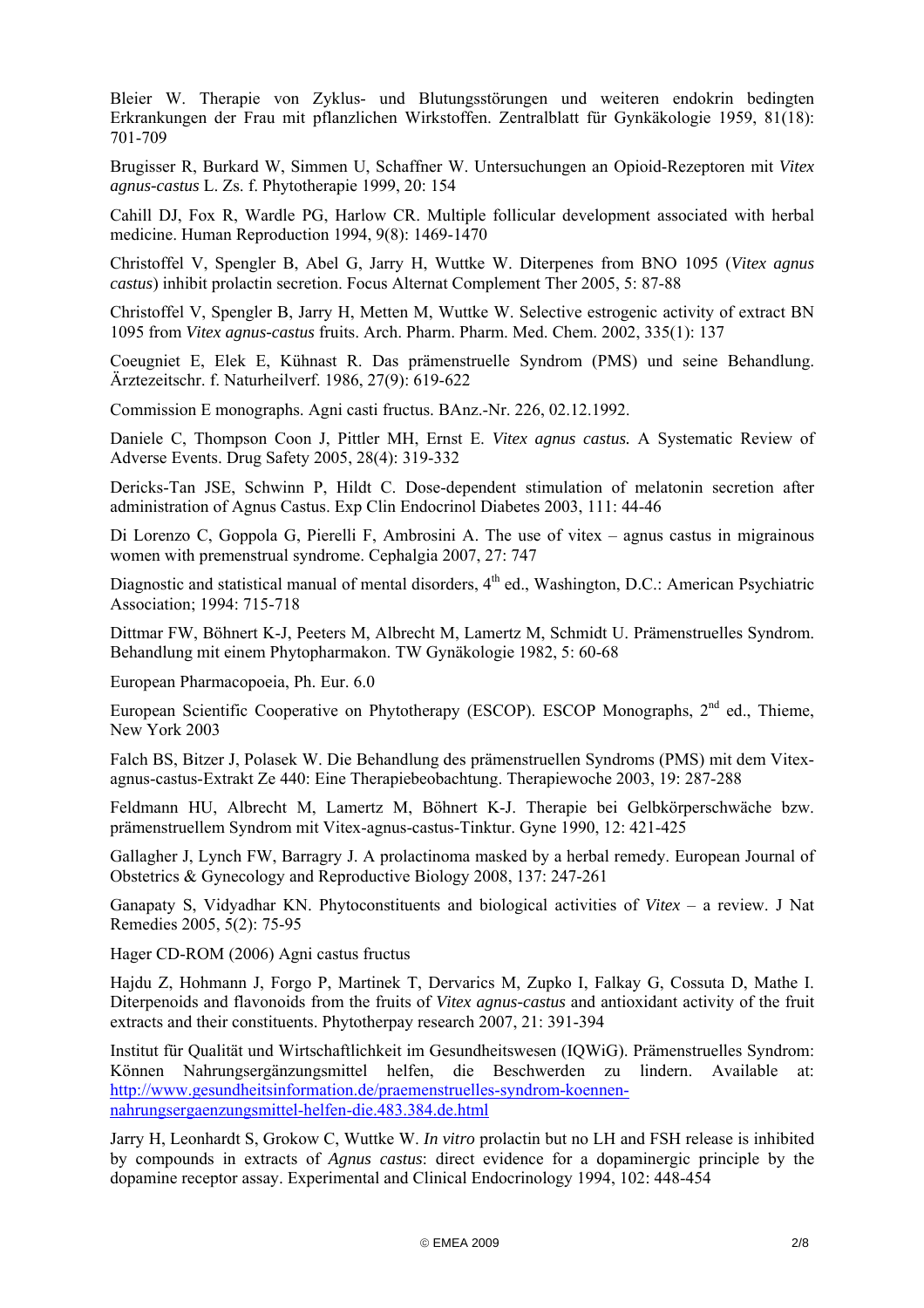Bleier W. Therapie von Zyklus- und Blutungsstörungen und weiteren endokrin bedingten Erkrankungen der Frau mit pflanzlichen Wirkstoffen. Zentralblatt für Gynkäkologie 1959, 81(18): 701-709

Brugisser R, Burkard W, Simmen U, Schaffner W. Untersuchungen an Opioid-Rezeptoren mit *Vitex agnus-castus* L. Zs. f. Phytotherapie 1999, 20: 154

Cahill DJ, Fox R, Wardle PG, Harlow CR. Multiple follicular development associated with herbal medicine. Human Reproduction 1994, 9(8): 1469-1470

Christoffel V, Spengler B, Abel G, Jarry H, Wuttke W. Diterpenes from BNO 1095 (*Vitex agnus castus*) inhibit prolactin secretion. Focus Alternat Complement Ther 2005, 5: 87-88

Christoffel V, Spengler B, Jarry H, Metten M, Wuttke W. Selective estrogenic activity of extract BN 1095 from *Vitex agnus-castus* fruits. Arch. Pharm. Pharm. Med. Chem. 2002, 335(1): 137

Coeugniet E, Elek E, Kühnast R. Das prämenstruelle Syndrom (PMS) und seine Behandlung. Ärztezeitschr. f. Naturheilverf. 1986, 27(9): 619-622

Commission E monographs. Agni casti fructus. BAnz.-Nr. 226, 02.12.1992.

Daniele C, Thompson Coon J, Pittler MH, Ernst E. *Vitex agnus castus.* A Systematic Review of Adverse Events. Drug Safety 2005, 28(4): 319-332

Dericks-Tan JSE, Schwinn P, Hildt C. Dose-dependent stimulation of melatonin secretion after administration of Agnus Castus. Exp Clin Endocrinol Diabetes 2003, 111: 44-46

Di Lorenzo C, Goppola G, Pierelli F, Ambrosini A. The use of vitex – agnus castus in migrainous women with premenstrual syndrome. Cephalgia 2007, 27: 747

Diagnostic and statistical manual of mental disorders, 4th ed., Washington, D.C.: American Psychiatric Association; 1994: 715-718

Dittmar FW, Böhnert K-J, Peeters M, Albrecht M, Lamertz M, Schmidt U. Prämenstruelles Syndrom. Behandlung mit einem Phytopharmakon. TW Gynäkologie 1982, 5: 60-68

European Pharmacopoeia, Ph. Eur. 6.0

European Scientific Cooperative on Phytotherapy (ESCOP). ESCOP Monographs, 2nd ed., Thieme, New York 2003

Falch BS, Bitzer J, Polasek W. Die Behandlung des prämenstruellen Syndroms (PMS) mit dem Vitex-agnus-castus-Extrakt Ze 440: Eine Therapiebeobachtung. Therapiewoche 2003, 19: 287-288

Feldmann HU, Albrecht M, Lamertz M, Böhnert K-J. Therapie bei Gelbkörperschwäche bzw. prämenstruellem Syndrom mit Vitex-agnus-castus-Tinktur. Gyne 1990, 12: 421-425

Gallagher J, Lynch FW, Barragry J. A prolactinoma masked by a herbal remedy. European Journal of Obstetrics & Gynecology and Reproductive Biology 2008, 137: 247-261

Ganapaty S, Vidyadhar KN. Phytoconstituents and biological activities of *Vitex* – a review. J Nat Remedies 2005, 5(2): 75-95

Hager CD-ROM (2006) Agni castus fructus

Hajdu Z, Hohmann J, Forgo P, Martinek T, Dervarics M, Zupko I, Falkay G, Cossuta D, Mathe I. Diterpenoids and flavonoids from the fruits of *Vitex agnus-castus* and antioxidant activity of the fruit extracts and their constituents. Phytotherpay research 2007, 21: 391-394

Institut für Qualität und Wirtschaftlichkeit im Gesundheitswesen (IQWiG). Prämenstruelles Syndrom: Können Nahrungsergänzungsmittel helfen, die Beschwerden zu lindern. Available at: http://www.gesundheitsinformation.de/praemenstruelles-syndrom-koennen-nahrungsergaenzungsmittel-helfen-die.483.384.de.html

Jarry H, Leonhardt S, Grokow C, Wuttke W. *In vitro* prolactin but no LH and FSH release is inhibited by compounds in extracts of *Agnus castus*: direct evidence for a dopaminergic principle by the dopamine receptor assay. Experimental and Clinical Endocrinology 1994, 102: 448-454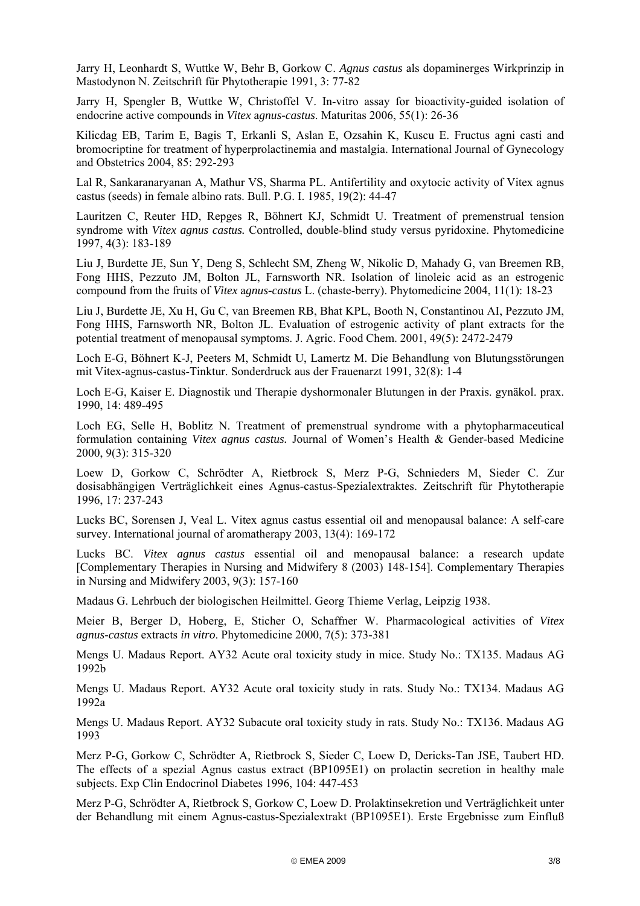Jarry H, Leonhardt S, Wuttke W, Behr B, Gorkow C. *Agnus castus* als dopaminerges Wirkprinzip in Mastodynon N. Zeitschrift für Phytotherapie 1991, 3: 77-82

Jarry H, Spengler B, Wuttke W, Christoffel V. In-vitro assay for bioactivity-guided isolation of endocrine active compounds in *Vitex agnus-castus*. Maturitas 2006, 55(1): 26-36

Kilicdag EB, Tarim E, Bagis T, Erkanli S, Aslan E, Ozsahin K, Kuscu E. Fructus agni casti and bromocriptine for treatment of hyperprolactinemia and mastalgia. International Journal of Gynecology and Obstetrics 2004, 85: 292-293

Lal R, Sankaranaryanan A, Mathur VS, Sharma PL. Antifertility and oxytocic activity of Vitex agnus castus (seeds) in female albino rats. Bull. P.G. I. 1985, 19(2): 44-47

Lauritzen C, Reuter HD, Repges R, Böhnert KJ, Schmidt U. Treatment of premenstrual tension syndrome with *Vitex agnus castus.* Controlled, double-blind study versus pyridoxine. Phytomedicine 1997, 4(3): 183-189

Liu J, Burdette JE, Sun Y, Deng S, Schlecht SM, Zheng W, Nikolic D, Mahady G, van Breemen RB, Fong HHS, Pezzuto JM, Bolton JL, Farnsworth NR. Isolation of linoleic acid as an estrogenic compound from the fruits of *Vitex agnus-castus* L. (chaste-berry). Phytomedicine 2004, 11(1): 18-23

Liu J, Burdette JE, Xu H, Gu C, van Breemen RB, Bhat KPL, Booth N, Constantinou AI, Pezzuto JM, Fong HHS, Farnsworth NR, Bolton JL. Evaluation of estrogenic activity of plant extracts for the potential treatment of menopausal symptoms. J. Agric. Food Chem. 2001, 49(5): 2472-2479

Loch E-G, Böhnert K-J, Peeters M, Schmidt U, Lamertz M. Die Behandlung von Blutungsstörungen mit Vitex-agnus-castus-Tinktur. Sonderdruck aus der Frauenarzt 1991, 32(8): 1-4

Loch E-G, Kaiser E. Diagnostik und Therapie dyshormonaler Blutungen in der Praxis. gynäkol. prax. 1990, 14: 489-495

Loch EG, Selle H, Boblitz N. Treatment of premenstrual syndrome with a phytopharmaceutical formulation containing *Vitex agnus castus.* Journal of Women's Health & Gender-based Medicine 2000, 9(3): 315-320

Loew D, Gorkow C, Schrödter A, Rietbrock S, Merz P-G, Schnieders M, Sieder C. Zur dosisabhängigen Verträglichkeit eines Agnus-castus-Spezialextraktes. Zeitschrift für Phytotherapie 1996, 17: 237-243

Lucks BC, Sorensen J, Veal L. Vitex agnus castus essential oil and menopausal balance: A self-care survey. International journal of aromatherapy 2003, 13(4): 169-172

Lucks BC. *Vitex agnus castus* essential oil and menopausal balance: a research update [Complementary Therapies in Nursing and Midwifery 8 (2003) 148-154]. Complementary Therapies in Nursing and Midwifery 2003, 9(3): 157-160

Madaus G. Lehrbuch der biologischen Heilmittel. Georg Thieme Verlag, Leipzig 1938.

Meier B, Berger D, Hoberg, E, Sticher O, Schaffner W. Pharmacological activities of *Vitex agnus-castus* extracts *in vitro*. Phytomedicine 2000, 7(5): 373-381

Mengs U. Madaus Report. AY32 Acute oral toxicity study in mice. Study No.: TX135. Madaus AG 1992b

Mengs U. Madaus Report. AY32 Acute oral toxicity study in rats. Study No.: TX134. Madaus AG 1992a

Mengs U. Madaus Report. AY32 Subacute oral toxicity study in rats. Study No.: TX136. Madaus AG 1993

Merz P-G, Gorkow C, Schrödter A, Rietbrock S, Sieder C, Loew D, Dericks-Tan JSE, Taubert HD. The effects of a spezial Agnus castus extract (BP1095E1) on prolactin secretion in healthy male subjects. Exp Clin Endocrinol Diabetes 1996, 104: 447-453

Merz P-G, Schrödter A, Rietbrock S, Gorkow C, Loew D. Prolaktinsekretion und Verträglichkeit unter der Behandlung mit einem Agnus-castus-Spezialextrakt (BP1095E1). Erste Ergebnisse zum Einfluß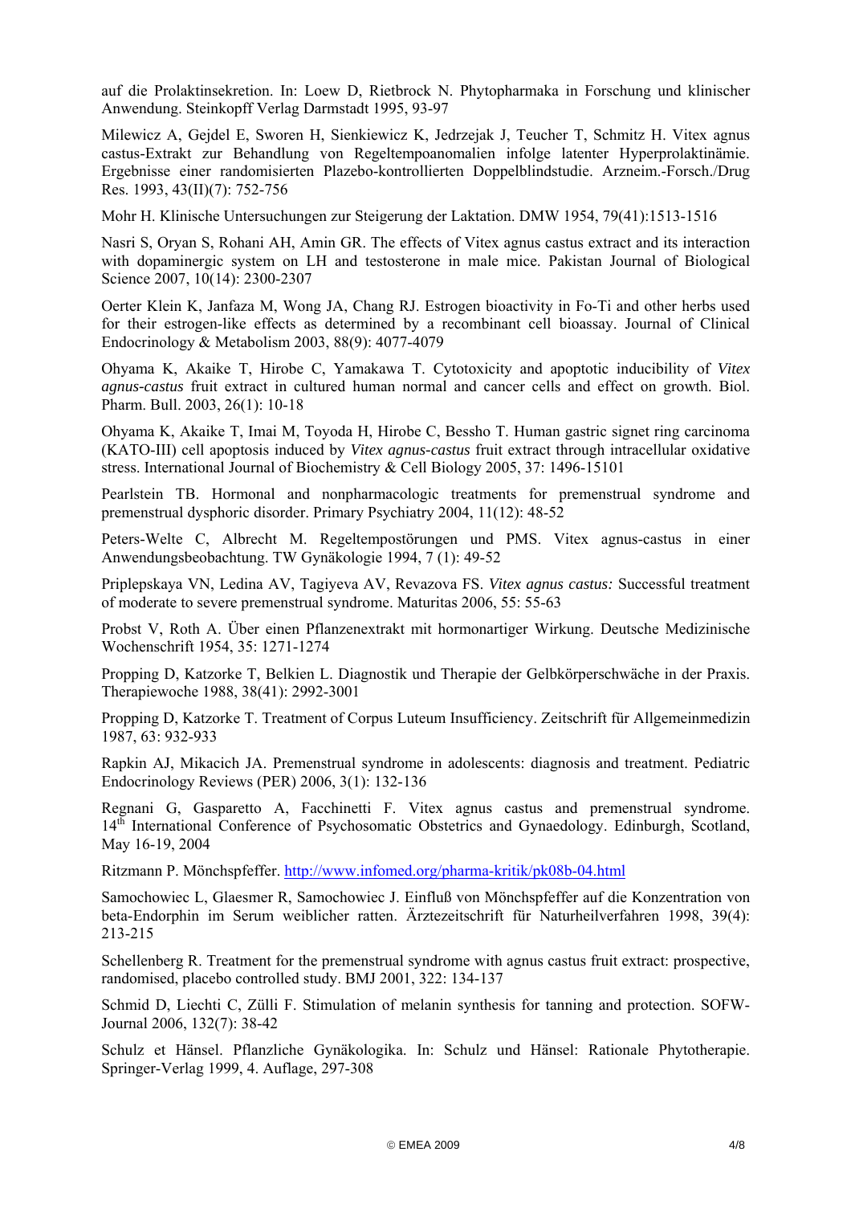auf die Prolaktinsekretion. In: Loew D, Rietbrock N. Phytopharmaka in Forschung und klinischer Anwendung. Steinkopff Verlag Darmstadt 1995, 93-97

Milewicz A, Gejdel E, Sworen H, Sienkiewicz K, Jedrzejak J, Teucher T, Schmitz H. Vitex agnus castus-Extrakt zur Behandlung von Regeltempoanomalien infolge latenter Hyperprolaktinämie. Ergebnisse einer randomisierten Plazebo-kontrollierten Doppelblindstudie. Arzneim.-Forsch./Drug Res. 1993, 43(II)(7): 752-756

Mohr H. Klinische Untersuchungen zur Steigerung der Laktation. DMW 1954, 79(41):1513-1516

Nasri S, Oryan S, Rohani AH, Amin GR. The effects of Vitex agnus castus extract and its interaction with dopaminergic system on LH and testosterone in male mice. Pakistan Journal of Biological Science 2007, 10(14): 2300-2307

Oerter Klein K, Janfaza M, Wong JA, Chang RJ. Estrogen bioactivity in Fo-Ti and other herbs used for their estrogen-like effects as determined by a recombinant cell bioassay. Journal of Clinical Endocrinology & Metabolism 2003, 88(9): 4077-4079

Ohyama K, Akaike T, Hirobe C, Yamakawa T. Cytotoxicity and apoptotic inducibility of *Vitex agnus-castus* fruit extract in cultured human normal and cancer cells and effect on growth. Biol. Pharm. Bull. 2003, 26(1): 10-18

Ohyama K, Akaike T, Imai M, Toyoda H, Hirobe C, Bessho T. Human gastric signet ring carcinoma (KATO-III) cell apoptosis induced by *Vitex agnus-castus* fruit extract through intracellular oxidative stress. International Journal of Biochemistry & Cell Biology 2005, 37: 1496-15101

Pearlstein TB. Hormonal and nonpharmacologic treatments for premenstrual syndrome and premenstrual dysphoric disorder. Primary Psychiatry 2004, 11(12): 48-52

Peters-Welte C, Albrecht M. Regeltempostörungen und PMS. Vitex agnus-castus in einer Anwendungsbeobachtung. TW Gynäkologie 1994, 7 (1): 49-52

Priplepskaya VN, Ledina AV, Tagiyeva AV, Revazova FS. *Vitex agnus castus:* Successful treatment of moderate to severe premenstrual syndrome. Maturitas 2006, 55: 55-63

Probst V, Roth A. Über einen Pflanzenextrakt mit hormonartiger Wirkung. Deutsche Medizinische Wochenschrift 1954, 35: 1271-1274

Propping D, Katzorke T, Belkien L. Diagnostik und Therapie der Gelbkörperschwäche in der Praxis. Therapiewoche 1988, 38(41): 2992-3001

Propping D, Katzorke T. Treatment of Corpus Luteum Insufficiency. Zeitschrift für Allgemeinmedizin 1987, 63: 932-933

Rapkin AJ, Mikacich JA. Premenstrual syndrome in adolescents: diagnosis and treatment. Pediatric Endocrinology Reviews (PER) 2006, 3(1): 132-136

Regnani G, Gasparetto A, Facchinetti F. Vitex agnus castus and premenstrual syndrome. 14th International Conference of Psychosomatic Obstetrics and Gynaedology. Edinburgh, Scotland, May 16-19, 2004

Ritzmann P. Mönchspfeffer. http://www.infomed.org/pharma-kritik/pk08b-04.html

Samochowiec L, Glaesmer R, Samochowiec J. Einfluß von Mönchspfeffer auf die Konzentration von beta-Endorphin im Serum weiblicher ratten. Ärztezeitschrift für Naturheilverfahren 1998, 39(4): 213-215

Schellenberg R. Treatment for the premenstrual syndrome with agnus castus fruit extract: prospective, randomised, placebo controlled study. BMJ 2001, 322: 134-137

Schmid D, Liechti C, Zülli F. Stimulation of melanin synthesis for tanning and protection. SOFW-Journal 2006, 132(7): 38-42

Schulz et Hänsel. Pflanzliche Gynäkologika. In: Schulz und Hänsel: Rationale Phytotherapie. Springer-Verlag 1999, 4. Auflage, 297-308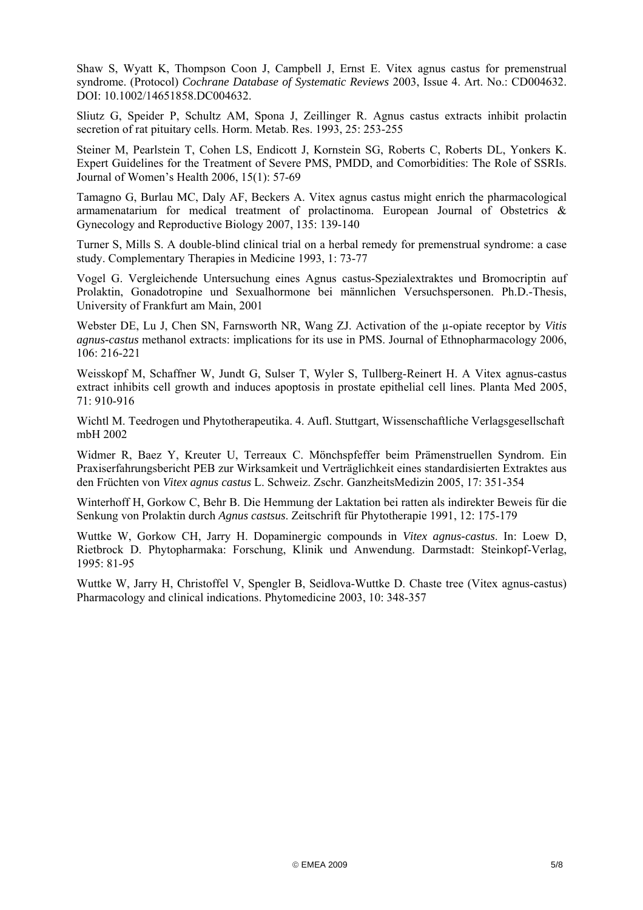Shaw S, Wyatt K, Thompson Coon J, Campbell J, Ernst E. Vitex agnus castus for premenstrual syndrome. (Protocol) *Cochrane Database of Systematic Reviews* 2003, Issue 4. Art. No.: CD004632. DOI: 10.1002/14651858.DC004632.

Sliutz G, Speider P, Schultz AM, Spona J, Zeillinger R. Agnus castus extracts inhibit prolactin secretion of rat pituitary cells. Horm. Metab. Res. 1993, 25: 253-255

Steiner M, Pearlstein T, Cohen LS, Endicott J, Kornstein SG, Roberts C, Roberts DL, Yonkers K. Expert Guidelines for the Treatment of Severe PMS, PMDD, and Comorbidities: The Role of SSRIs. Journal of Women's Health 2006, 15(1): 57-69

Tamagno G, Burlau MC, Daly AF, Beckers A. Vitex agnus castus might enrich the pharmacological armamenatarium for medical treatment of prolactinoma. European Journal of Obstetrics & Gynecology and Reproductive Biology 2007, 135: 139-140

Turner S, Mills S. A double-blind clinical trial on a herbal remedy for premenstrual syndrome: a case study. Complementary Therapies in Medicine 1993, 1: 73-77

Vogel G. Vergleichende Untersuchung eines Agnus castus-Spezialextraktes und Bromocriptin auf Prolaktin, Gonadotropine und Sexualhormone bei männlichen Versuchspersonen. Ph.D.-Thesis, University of Frankfurt am Main, 2001

Webster DE, Lu J, Chen SN, Farnsworth NR, Wang ZJ. Activation of the μ-opiate receptor by *Vitis agnus-castus* methanol extracts: implications for its use in PMS. Journal of Ethnopharmacology 2006, 106: 216-221

Weisskopf M, Schaffner W, Jundt G, Sulser T, Wyler S, Tullberg-Reinert H. A Vitex agnus-castus extract inhibits cell growth and induces apoptosis in prostate epithelial cell lines. Planta Med 2005, 71: 910-916

Wichtl M. Teedrogen und Phytotherapeutika. 4. Aufl. Stuttgart, Wissenschaftliche Verlagsgesellschaft mbH 2002

Widmer R, Baez Y, Kreuter U, Terreaux C. Mönchspfeffer beim Prämenstruellen Syndrom. Ein Praxiserfahrungsbericht PEB zur Wirksamkeit und Verträglichkeit eines standardisierten Extraktes aus den Früchten von *Vitex agnus castus* L. Schweiz. Zschr. GanzheitsMedizin 2005, 17: 351-354

Winterhoff H, Gorkow C, Behr B. Die Hemmung der Laktation bei ratten als indirekter Beweis für die Senkung von Prolaktin durch *Agnus castsus*. Zeitschrift für Phytotherapie 1991, 12: 175-179

Wuttke W, Gorkow CH, Jarry H. Dopaminergic compounds in *Vitex agnus-castus*. In: Loew D, Rietbrock D. Phytopharmaka: Forschung, Klinik und Anwendung. Darmstadt: Steinkopf-Verlag, 1995: 81-95

Wuttke W, Jarry H, Christoffel V, Spengler B, Seidlova-Wuttke D. Chaste tree (Vitex agnus-castus) Pharmacology and clinical indications. Phytomedicine 2003, 10: 348-357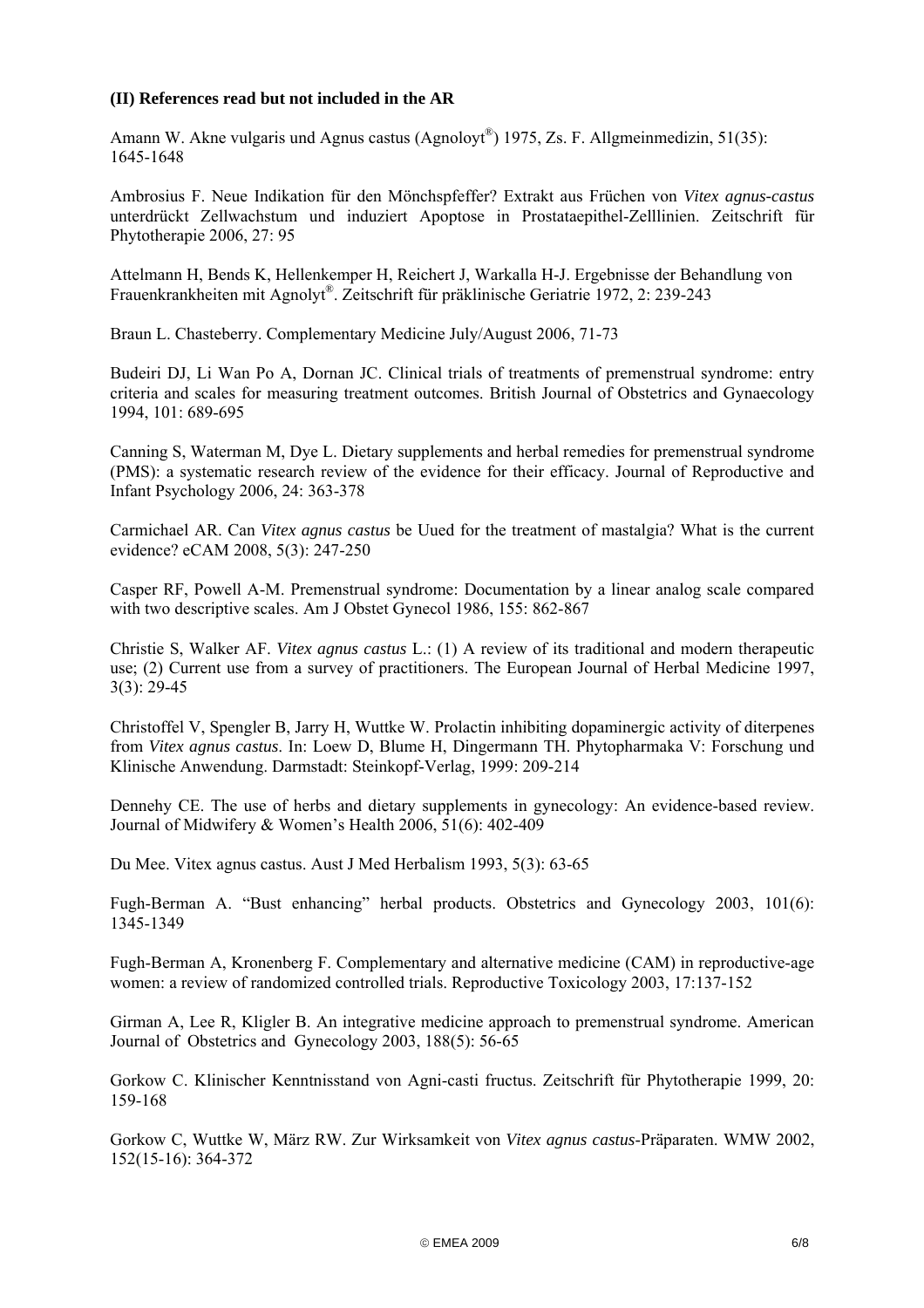**(II) References read but not included in the AR**

Amann W. Akne vulgaris und Agnus castus (Agnoloyt®) 1975, Zs. F. Allgmeinmedizin, 51(35): 1645-1648

Ambrosius F. Neue Indikation für den Mönchspfeffer? Extrakt aus Frühen von *Vitex agnus-castus* unterdrückt Zellwachstum und induziert Apoptose in Prostataepithel-Zelllinien. Zeitschrift für Phytotherapie 2006, 27: 95

Attelmann H, Bends K, Hellenkemper H, Reichert J, Warkalla H-J. Ergebnisse der Behandlung von Frauenkrankheiten mit Agnolyt®. Zeitschrift für präklinische Geriatrie 1972, 2: 239-243

Braun L. Chasteberry. Complementary Medicine July/August 2006, 71-73

Budeiri DJ, Li Wan Po A, Dornan JC. Clinical trials of treatments of premenstrual syndrome: entry criteria and scales for measuring treatment outcomes. British Journal of Obstetrics and Gynaecology 1994, 101: 689-695

Canning S, Waterman M, Dye L. Dietary supplements and herbal remedies for premenstrual syndrome (PMS): a systematic research review of the evidence for their efficacy. Journal of Reproductive and Infant Psychology 2006, 24: 363-378

Carmichael AR. Can *Vitex agnus castus* be Uued for the treatment of mastalgia? What is the current evidence? eCAM 2008, 5(3): 247-250

Casper RF, Powell A-M. Premenstrual syndrome: Documentation by a linear analog scale compared with two descriptive scales. Am J Obstet Gynecol 1986, 155: 862-867

Christie S, Walker AF. *Vitex agnus castus* L.: (1) A review of its traditional and modern therapeutic use; (2) Current use from a survey of practitioners. The European Journal of Herbal Medicine 1997, 3(3): 29-45

Christoffel V, Spengler B, Jarry H, Wuttke W. Prolactin inhibiting dopaminergic activity of diterpenes from *Vitex agnus castus*. In: Loew D, Blume H, Dingermann TH. Phytopharmaka V: Forschung und Klinische Anwendung. Darmstadt: Steinkopf-Verlag, 1999: 209-214

Dennehy CE. The use of herbs and dietary supplements in gynecology: An evidence-based review. Journal of Midwifery & Women's Health 2006, 51(6): 402-409

Du Mee. Vitex agnus castus. Aust J Med Herbalism 1993, 5(3): 63-65

Fugh-Berman A. "Bust enhancing" herbal products. Obstetrics and Gynecology 2003, 101(6): 1345-1349

Fugh-Berman A, Kronenberg F. Complementary and alternative medicine (CAM) in reproductive-age women: a review of randomized controlled trials. Reproductive Toxicology 2003, 17:137-152

Girman A, Lee R, Kligler B. An integrative medicine approach to premenstrual syndrome. American Journal of Obstetrics and Gynecology 2003, 188(5): 56-65

Gorkow C. Klinischer Kenntnisstand von Agni-casti fructus. Zeitschrift für Phytotherapie 1999, 20: 159-168

Gorkow C, Wuttke W, März RW. Zur Wirksamkeit von *Vitex agnus castus*-Präparaten. WMW 2002, 152(15-16): 364-372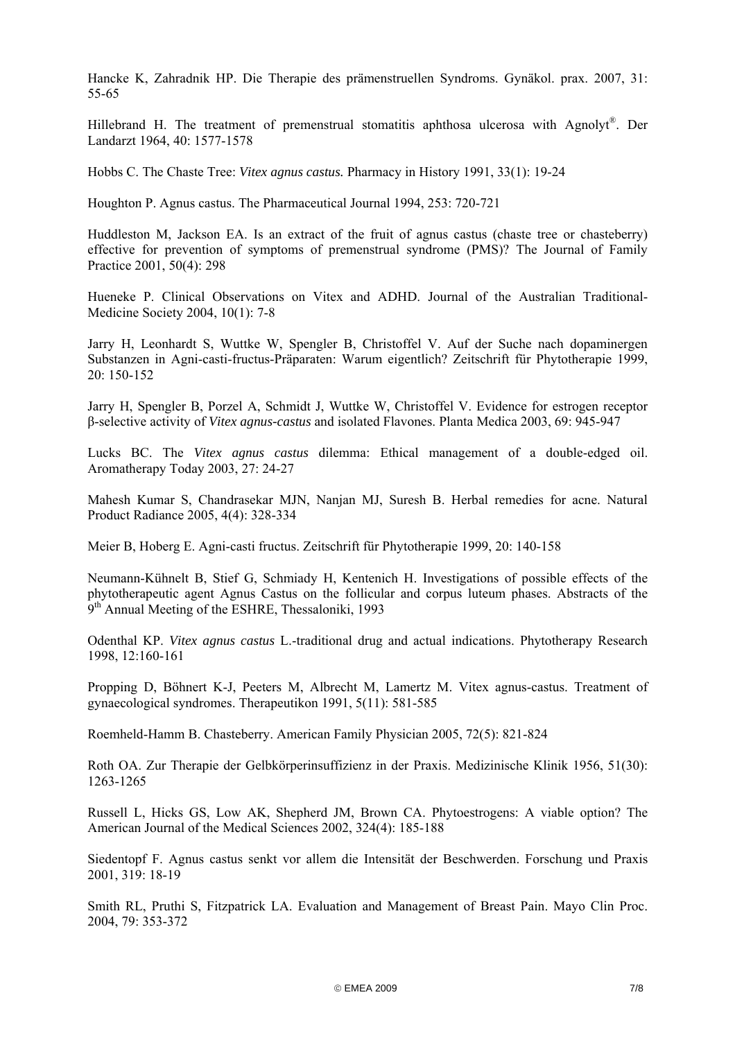Hancke K, Zahradnik HP. Die Therapie des prämenstruellen Syndroms. Gynäkol. prax. 2007, 31: 55-65

Hillebrand H. The treatment of premenstrual stomatitis aphthosa ulcerosa with Agnolyt®. Der Landarzt 1964, 40: 1577-1578

Hobbs C. The Chaste Tree: *Vitex agnus castus.* Pharmacy in History 1991, 33(1): 19-24

Houghton P. Agnus castus. The Pharmaceutical Journal 1994, 253: 720-721

Huddleston M, Jackson EA. Is an extract of the fruit of agnus castus (chaste tree or chasteberry) effective for prevention of symptoms of premenstrual syndrome (PMS)? The Journal of Family Practice 2001, 50(4): 298

Hueneke P. Clinical Observations on Vitex and ADHD. Journal of the Australian Traditional-Medicine Society 2004, 10(1): 7-8

Jarry H, Leonhardt S, Wuttke W, Spengler B, Christoffel V. Auf der Suche nach dopaminergen Substanzen in Agni-casti-fructus-Präparaten: Warum eigentlich? Zeitschrift für Phytotherapie 1999, 20: 150-152

Jarry H, Spengler B, Porzel A, Schmidt J, Wuttke W, Christoffel V. Evidence for estrogen receptor β-selective activity of *Vitex agnus-castus* and isolated Flavones. Planta Medica 2003, 69: 945-947

Lucks BC. The *Vitex agnus castus* dilemma: Ethical management of a double-edged oil. Aromatherapy Today 2003, 27: 24-27

Mahesh Kumar S, Chandrasekar MJN, Nanjan MJ, Suresh B. Herbal remedies for acne. Natural Product Radiance 2005, 4(4): 328-334

Meier B, Hoberg E. Agni-casti fructus. Zeitschrift für Phytotherapie 1999, 20: 140-158

Neumann-Kühnelt B, Stief G, Schmiady H, Kentenich H. Investigations of possible effects of the phytotherapeutic agent Agnus Castus on the follicular and corpus luteum phases. Abstracts of the 9th Annual Meeting of the ESHRE, Thessaloniki, 1993

Odenthal KP. *Vitex agnus castus* L.-traditional drug and actual indications. Phytotherapy Research 1998, 12:160-161

Propping D, Böhnert K-J, Peeters M, Albrecht M, Lamertz M. Vitex agnus-castus. Treatment of gynaecological syndromes. Therapeutikon 1991, 5(11): 581-585

Roemheld-Hamm B. Chasteberry. American Family Physician 2005, 72(5): 821-824

Roth OA. Zur Therapie der Gelbkörperinsuffizienz in der Praxis. Medizinische Klinik 1956, 51(30): 1263-1265

Russell L, Hicks GS, Low AK, Shepherd JM, Brown CA. Phytoestrogens: A viable option? The American Journal of the Medical Sciences 2002, 324(4): 185-188

Siedentopf F. Agnus castus senkt vor allem die Intensität der Beschwerden. Forschung und Praxis 2001, 319: 18-19

Smith RL, Pruthi S, Fitzpatrick LA. Evaluation and Management of Breast Pain. Mayo Clin Proc. 2004, 79: 353-372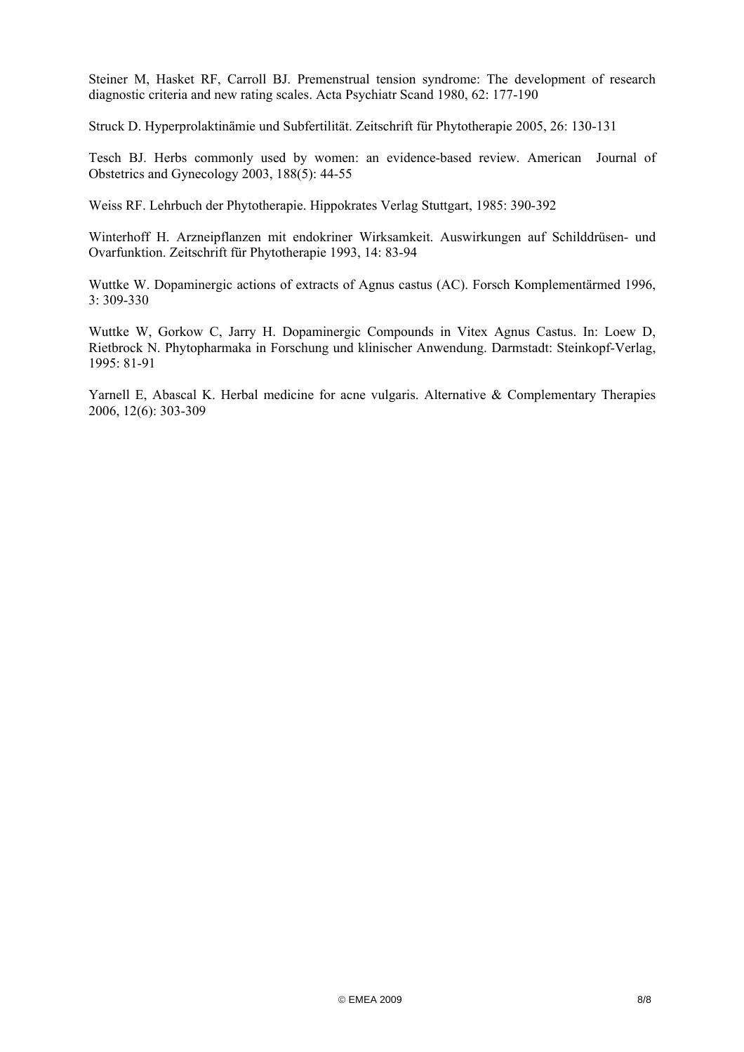Steiner M, Hasket RF, Carroll BJ. Premenstrual tension syndrome: The development of research diagnostic criteria and new rating scales. Acta Psychiatr Scand 1980, 62: 177-190

Struck D. Hyperprolaktinämie und Subfertilität. Zeitschrift für Phytotherapie 2005, 26: 130-131

Tesch BJ. Herbs commonly used by women: an evidence-based review. American Journal of Obstetrics and Gynecology 2003, 188(5): 44-55

Weiss RF. Lehrbuch der Phytotherapie. Hippokrates Verlag Stuttgart, 1985: 390-392

Winterhoff H. Arzneipflanzen mit endokriner Wirksamkeit. Auswirkungen auf Schilddrüsen- und Ovarfunktion. Zeitschrift für Phytotherapie 1993, 14: 83-94

Wuttke W. Dopaminergic actions of extracts of Agnus castus (AC). Forsch Komplementärmed 1996, 3: 309-330

Wuttke W, Gorkow C, Jarry H. Dopaminergic Compounds in Vitex Agnus Castus. In: Loew D, Rietbrock N. Phytopharmaka in Forschung und klinischer Anwendung. Darmstadt: Steinkopf-Verlag, 1995: 81-91

Yarnell E, Abascal K. Herbal medicine for acne vulgaris. Alternative & Complementary Therapies 2006, 12(6): 303-309